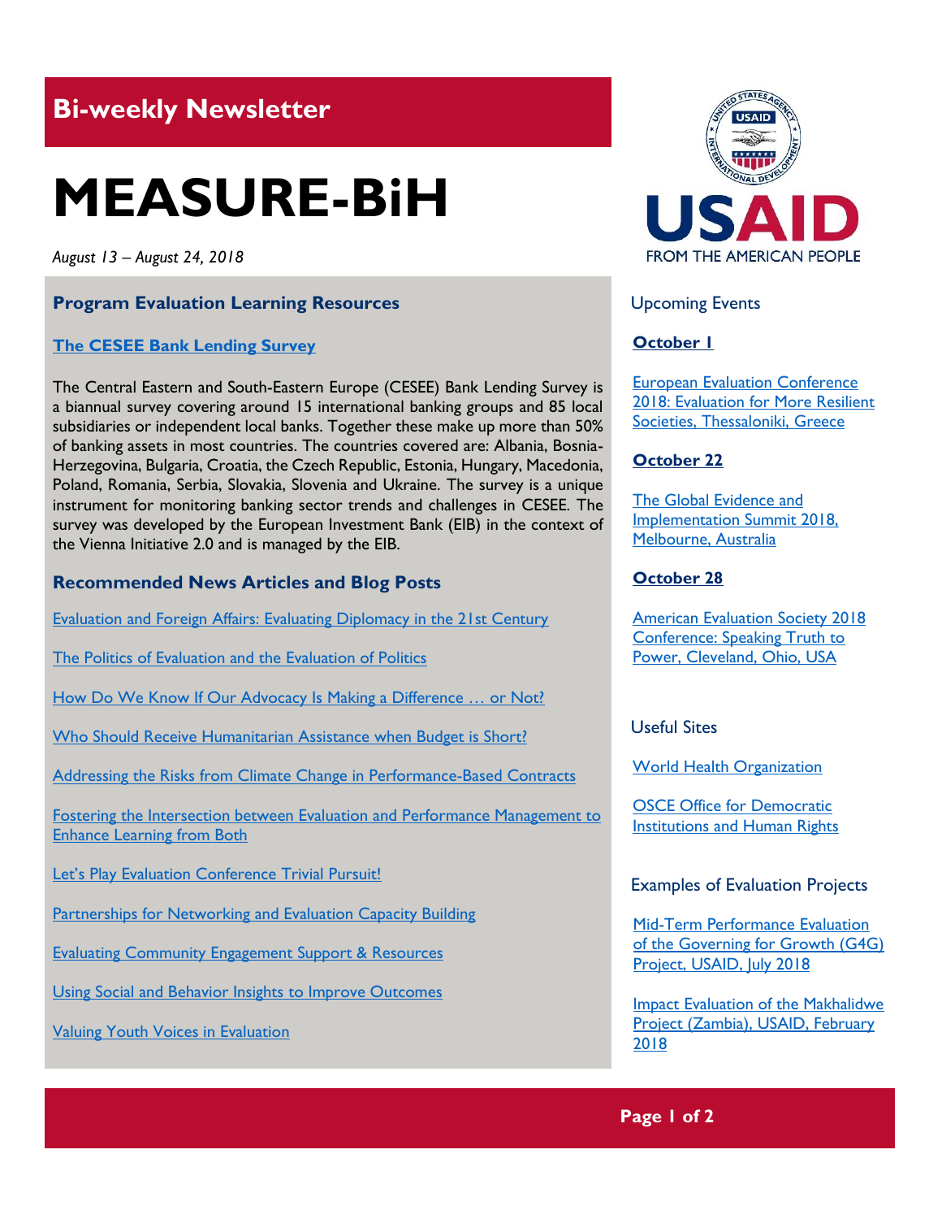## Bi-weekly Newsletter

# MEASURE-BiH

*August 13 – August 24, 2018*

### Program Evaluation Learning Resources

**The CESEE Bank Lending Survey**

The Central Eastern and South-Eastern Europe (CESEE) Bank Lending Survey is a biannual survey covering around 15 international banking groups and 85 local subsidiaries or independent local banks. Together these make up more than 50% of banking assets in most countries. The countries covered are: Albania, Bosnia-Herzegovina, Bulgaria, Croatia, the Czech Republic, Estonia, Hungary, Macedonia, Poland, Romania, Serbia, Slovakia, Slovenia and Ukraine. The survey is a unique instrument for monitoring banking sector trends and challenges in CESEE. The survey was developed by the European Investment Bank (EIB) in the context of the Vienna Initiative 2.0 and is managed by the EIB.

### Recommended News Articles and Blog Posts

Evaluation and Foreign Affairs: Evaluating Diplomacy in the 21st Century

The Politics of Evaluation and the Evaluation of Politics

How Do We Know If Our Advocacy Is Making a Difference … or Not?

Who Should Receive Humanitarian Assistance when Budget is Short?

Addressing the Risks from Climate Change in Performance-Based Contracts

Fostering the Intersection between Evaluation and Performance Management to Enhance Learning from Both

Let's Play Evaluation Conference Trivial Pursuit!

Partnerships for Networking and Evaluation Capacity Building

Evaluating Community Engagement Support & Resources

Using Social and Behavior Insights to Improve Outcomes

Valuing Youth Voices in Evaluation

USAID FROM THE AMERICAN PEOPLE

### Upcoming Events

**October 1**

European Evaluation Conference 2018: Evaluation for More Resilient Societies, Thessaloniki, Greece

**October 22**

The Global Evidence and Implementation Summit 2018, Melbourne, Australia

**October 28**

American Evaluation Society 2018 Conference: Speaking Truth to Power, Cleveland, Ohio, USA

### Useful Sites

World Health Organization

OSCE Office for Democratic Institutions and Human Rights

### Examples of Evaluation Projects

Mid-Term Performance Evaluation of the Governing for Growth (G4G) Project, USAID, July 2018

Impact Evaluation of the Makhalidwe Project (Zambia), USAID, February 2018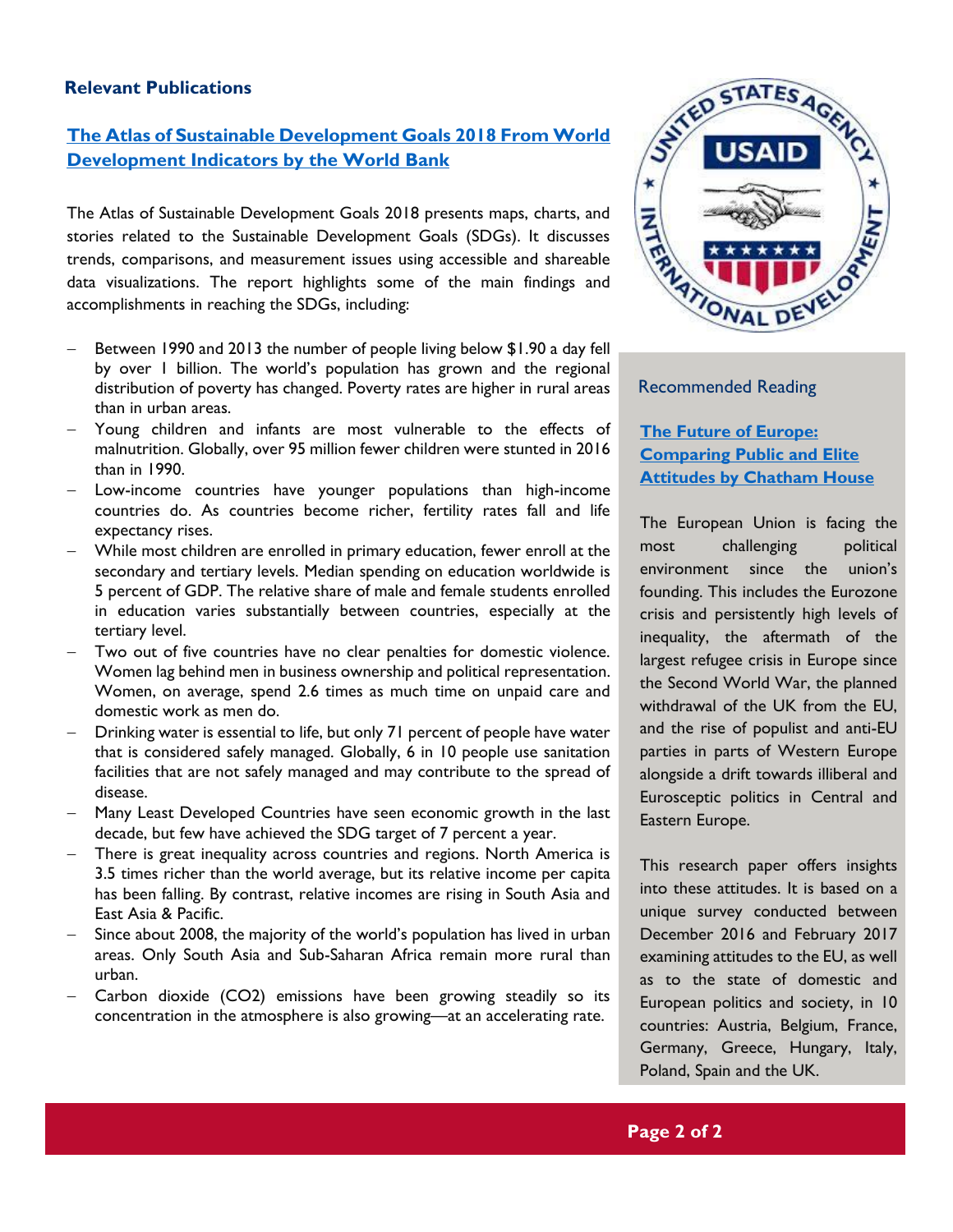## Relevant Publications

### [The Atlas of Sustainable Development Goals 2018 From World Development Indicators by the World Bank]

The Atlas of Sustainable Development Goals 2018 presents maps, charts, and stories related to the Sustainable Development Goals (SDGs). It discusses trends, comparisons, and measurement issues using accessible and shareable data visualizations. The report highlights some of the main findings and accomplishments in reaching the SDGs, including:

- Between 1990 and 2013 the number of people living below $1.90 a day fell by over 1 billion. The world's population has grown and the regional distribution of poverty has changed. Poverty rates are higher in rural areas than in urban areas.
- Young children and infants are most vulnerable to the effects of malnutrition. Globally, over 95 million fewer children were stunted in 2016 than in 1990.
- Low-income countries have younger populations than high-income countries do. As countries become richer, fertility rates fall and life expectancy rises.
- While most children are enrolled in primary education, fewer enroll at the secondary and tertiary levels. Median spending on education worldwide is 5 percent of GDP. The relative share of male and female students enrolled in education varies substantially between countries, especially at the tertiary level.
- Two out of five countries have no clear penalties for domestic violence. Women lag behind men in business ownership and political representation. Women, on average, spend 2.6 times as much time on unpaid care and domestic work as men do.
- Drinking water is essential to life, but only 71 percent of people have water that is considered safely managed. Globally, 6 in 10 people use sanitation facilities that are not safely managed and may contribute to the spread of disease.
- Many Least Developed Countries have seen economic growth in the last decade, but few have achieved the SDG target of 7 percent a year.
- There is great inequality across countries and regions. North America is 3.5 times richer than the world average, but its relative income per capita has been falling. By contrast, relative incomes are rising in South Asia and East Asia & Pacific.
- Since about 2008, the majority of the world's population has lived in urban areas. Only South Asia and Sub-Saharan Africa remain more rural than urban.
- Carbon dioxide ($CO_2$) emissions have been growing steadily so its concentration in the atmosphere is also growing—at an accelerating rate.

## Recommended Reading

### [The Future of Europe: Comparing Public and Elite Attitudes by Chatham House]

The European Union is facing the most challenging political environment since the union's founding. This includes the Eurozone crisis and persistently high levels of inequality, the aftermath of the largest refugee crisis in Europe since the Second World War, the planned withdrawal of the UK from the EU, and the rise of populist and anti-EU parties in parts of Western Europe alongside a drift towards illiberal and Eurosceptic politics in Central and Eastern Europe.

This research paper offers insights into these attitudes. It is based on a unique survey conducted between December 2016 and February 2017 examining attitudes to the EU, as well as to the state of domestic and European politics and society, in 10 countries: Austria, Belgium, France, Germany, Greece, Hungary, Italy, Poland, Spain and the UK.